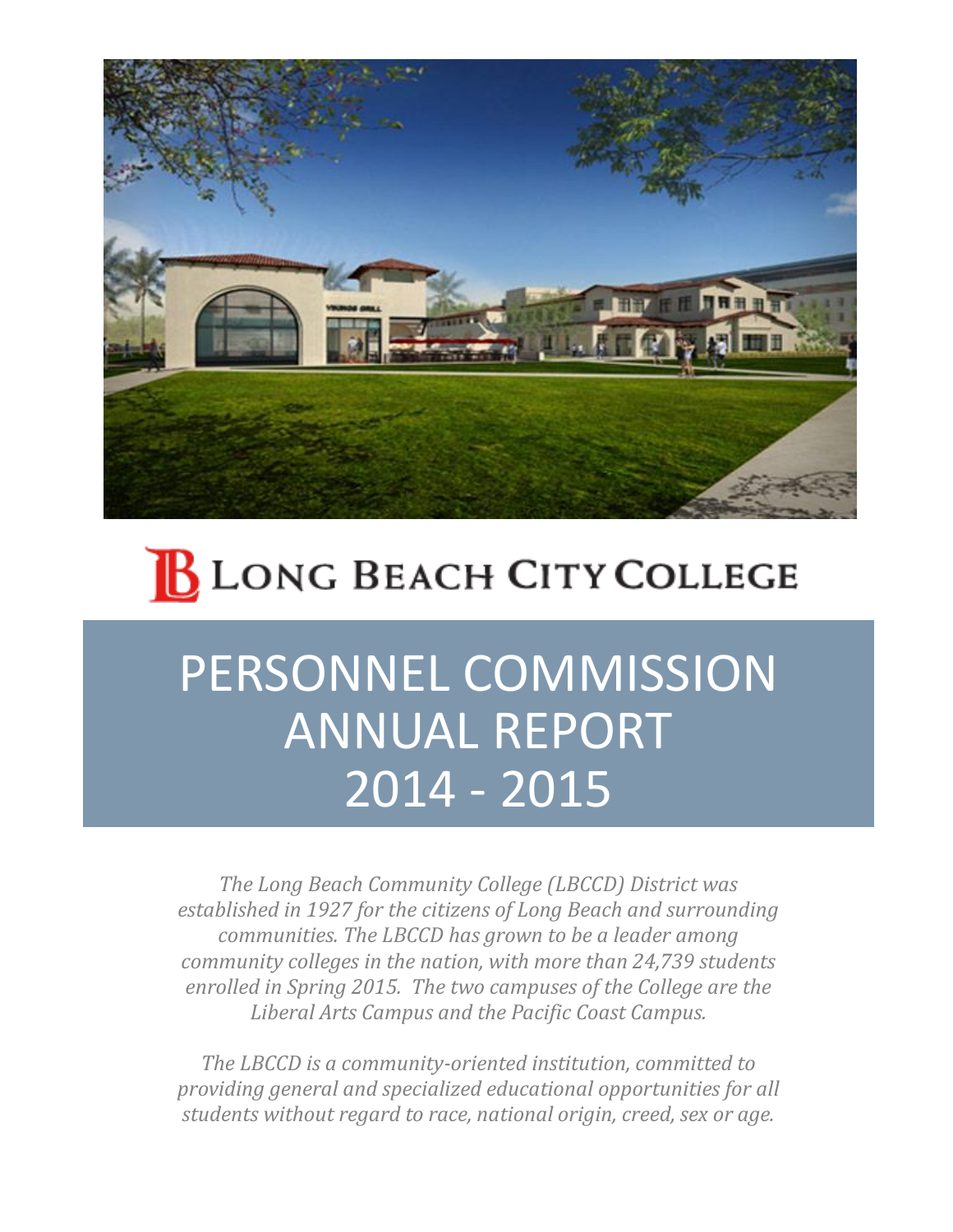# LONG BEACH CITY COLLEGE

# PERSONNEL COMMISSION ANNUAL REPORT 2014 - 2015

*The Long Beach Community College (LBCCD) District was established in 1927 for the citizens of Long Beach and surrounding communities. The LBCCD has grown to be a leader among community colleges in the nation, with more than 24,739 students enrolled in Spring 2015. The two campuses of the College are the Liberal Arts Campus and the Pacific Coast Campus.*

*The LBCCD is a community-oriented institution, committed to providing general and specialized educational opportunities for all students without regard to race, national origin, creed, sex or age.*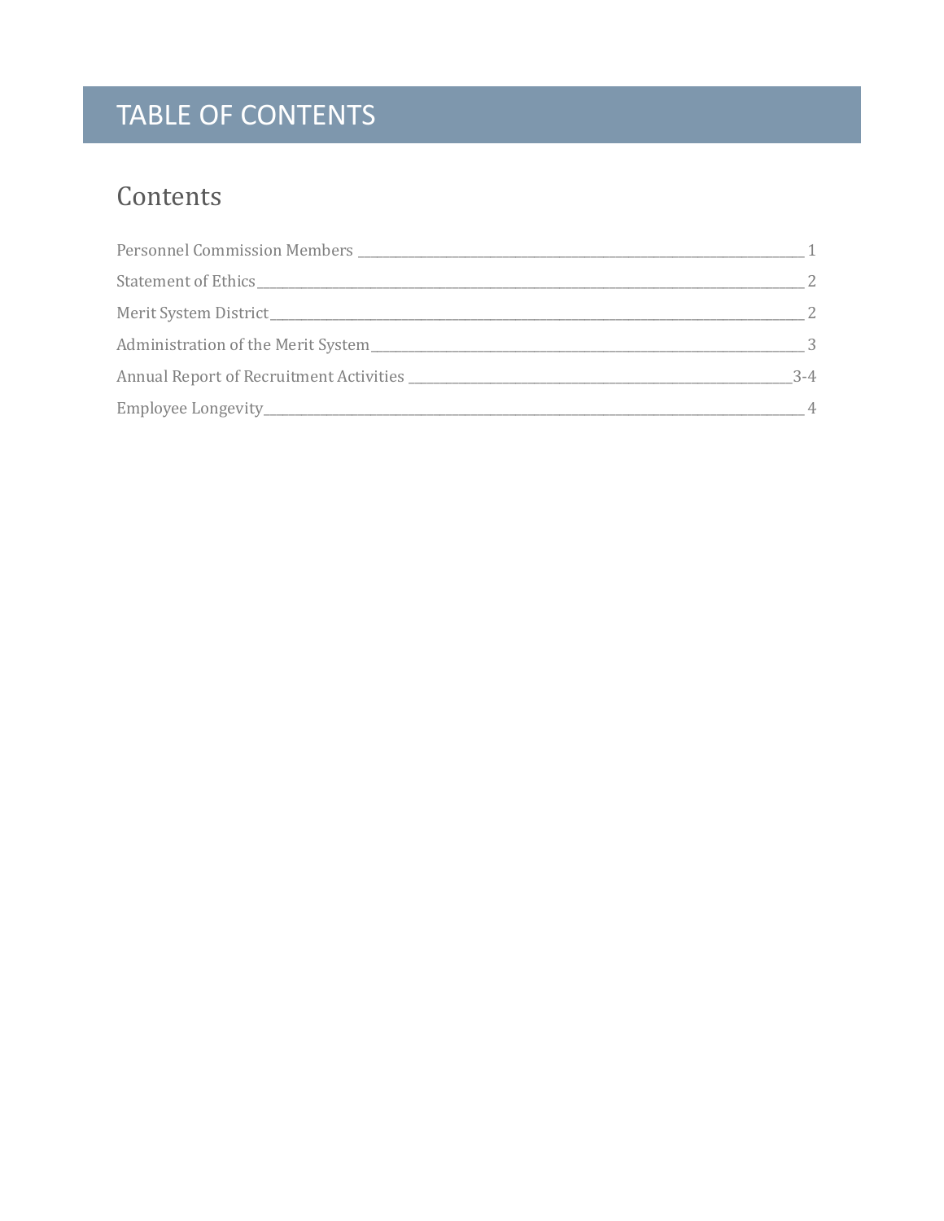# TABLE OF CONTENTS

## Contents

Personnel Commission Members ____________________________________________ 1

Statement of Ethics____________________________________________________ 2

Merit System District___________________________________________________ 2

Administration of the Merit System_______________________________________ 3

Annual Report of Recruitment Activities ________________________________3-4

Employee Longevity____________________________________________________ 4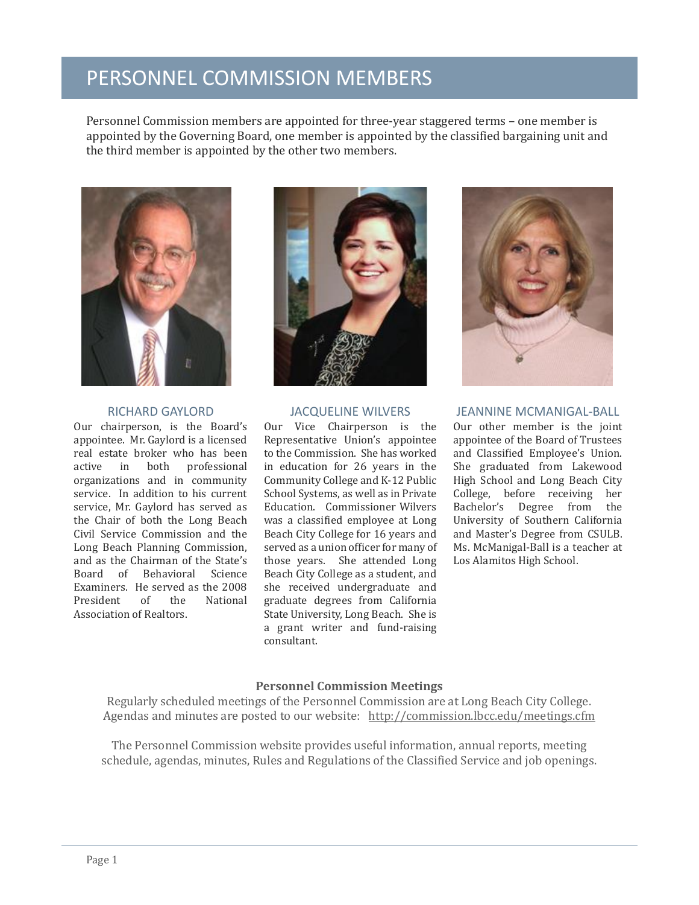# PERSONNEL COMMISSION MEMBERS

Personnel Commission members are appointed for three-year staggered terms – one member is appointed by the Governing Board, one member is appointed by the classified bargaining unit and the third member is appointed by the other two members.

### RICHARD GAYLORD

Our chairperson, is the Board's appointee. Mr. Gaylord is a licensed real estate broker who has been active in both professional organizations and in community service. In addition to his current service, Mr. Gaylord has served as the Chair of both the Long Beach Civil Service Commission and the Long Beach Planning Commission, and as the Chairman of the State's Board of Behavioral Science Examiners. He served as the 2008 President of the National Association of Realtors.

### JACQUELINE WILVERS

Our Vice Chairperson is the Representative Union's appointee to the Commission. She has worked in education for 26 years in the Community College and K-12 Public School Systems, as well as in Private Education. Commissioner Wilvers was a classified employee at Long Beach City College for 16 years and served as a union officer for many of those years. She attended Long Beach City College as a student, and she received undergraduate and graduate degrees from California State University, Long Beach. She is a grant writer and fund-raising consultant.

### JEANNINE MCMANIGAL-BALL

Our other member is the joint appointee of the Board of Trustees and Classified Employee's Union. She graduated from Lakewood High School and Long Beach City College, before receiving her Bachelor's Degree from the University of Southern California and Master's Degree from CSULB. Ms. McManigal-Ball is a teacher at Los Alamitos High School.

**Personnel Commission Meetings**

Regularly scheduled meetings of the Personnel Commission are at Long Beach City College. Agendas and minutes are posted to our website: http://commission.lbcc.edu/meetings.cfm

The Personnel Commission website provides useful information, annual reports, meeting schedule, agendas, minutes, Rules and Regulations of the Classified Service and job openings.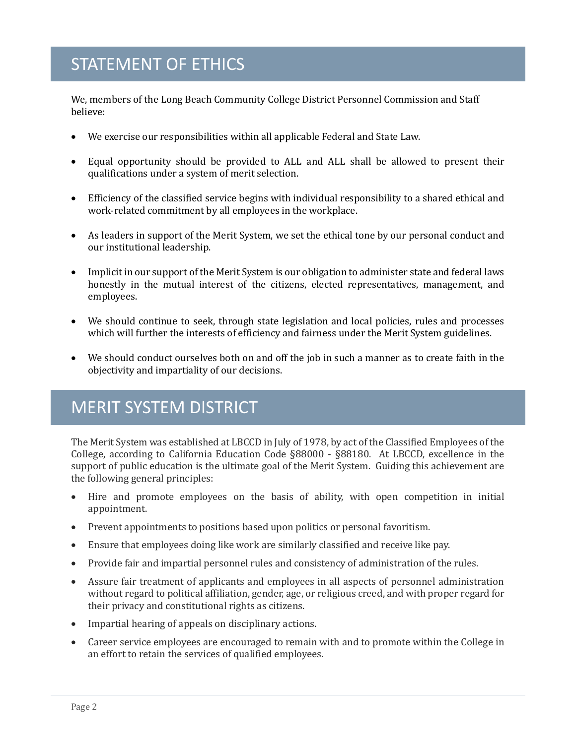# STATEMENT OF ETHICS

We, members of the Long Beach Community College District Personnel Commission and Staff believe:

- We exercise our responsibilities within all applicable Federal and State Law.
- Equal opportunity should be provided to ALL and ALL shall be allowed to present their qualifications under a system of merit selection.
- Efficiency of the classified service begins with individual responsibility to a shared ethical and work-related commitment by all employees in the workplace.
- As leaders in support of the Merit System, we set the ethical tone by our personal conduct and our institutional leadership.
- Implicit in our support of the Merit System is our obligation to administer state and federal laws honestly in the mutual interest of the citizens, elected representatives, management, and employees.
- We should continue to seek, through state legislation and local policies, rules and processes which will further the interests of efficiency and fairness under the Merit System guidelines.
- We should conduct ourselves both on and off the job in such a manner as to create faith in the objectivity and impartiality of our decisions.

# MERIT SYSTEM DISTRICT

The Merit System was established at LBCCD in July of 1978, by act of the Classified Employees of the College, according to California Education Code §88000 - §88180. At LBCCD, excellence in the support of public education is the ultimate goal of the Merit System. Guiding this achievement are the following general principles:

- Hire and promote employees on the basis of ability, with open competition in initial appointment.
- Prevent appointments to positions based upon politics or personal favoritism.
- Ensure that employees doing like work are similarly classified and receive like pay.
- Provide fair and impartial personnel rules and consistency of administration of the rules.
- Assure fair treatment of applicants and employees in all aspects of personnel administration without regard to political affiliation, gender, age, or religious creed, and with proper regard for their privacy and constitutional rights as citizens.
- Impartial hearing of appeals on disciplinary actions.
- Career service employees are encouraged to remain with and to promote within the College in an effort to retain the services of qualified employees.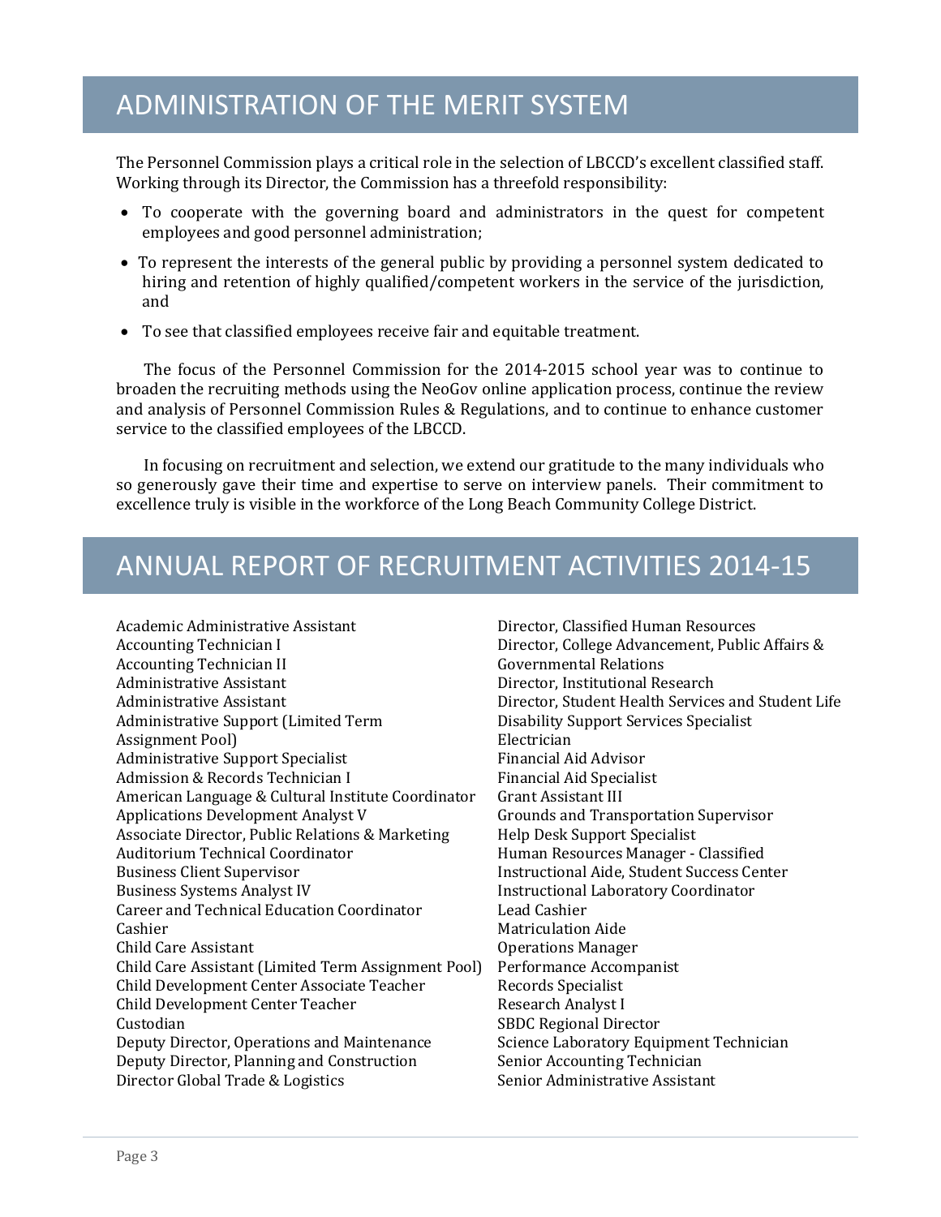## ADMINISTRATION OF THE MERIT SYSTEM

The Personnel Commission plays a critical role in the selection of LBCCD's excellent classified staff. Working through its Director, the Commission has a threefold responsibility:

- To cooperate with the governing board and administrators in the quest for competent employees and good personnel administration;
- To represent the interests of the general public by providing a personnel system dedicated to hiring and retention of highly qualified/competent workers in the service of the jurisdiction, and
- To see that classified employees receive fair and equitable treatment.

The focus of the Personnel Commission for the 2014-2015 school year was to continue to broaden the recruiting methods using the NeoGov online application process, continue the review and analysis of Personnel Commission Rules & Regulations, and to continue to enhance customer service to the classified employees of the LBCCD.

In focusing on recruitment and selection, we extend our gratitude to the many individuals who so generously gave their time and expertise to serve on interview panels. Their commitment to excellence truly is visible in the workforce of the Long Beach Community College District.

## ANNUAL REPORT OF RECRUITMENT ACTIVITIES 2014-15

Academic Administrative Assistant
Accounting Technician I
Accounting Technician II
Administrative Assistant
Administrative Assistant
Administrative Support (Limited Term Assignment Pool)
Administrative Support Specialist
Admission & Records Technician I
American Language & Cultural Institute Coordinator
Applications Development Analyst V
Associate Director, Public Relations & Marketing
Auditorium Technical Coordinator
Business Client Supervisor
Business Systems Analyst IV
Career and Technical Education Coordinator
Cashier
Child Care Assistant
Child Care Assistant (Limited Term Assignment Pool)
Child Development Center Associate Teacher
Child Development Center Teacher
Custodian
Deputy Director, Operations and Maintenance
Deputy Director, Planning and Construction
Director Global Trade & Logistics
Director, Classified Human Resources
Director, College Advancement, Public Affairs & Governmental Relations
Director, Institutional Research
Director, Student Health Services and Student Life
Disability Support Services Specialist
Electrician
Financial Aid Advisor
Financial Aid Specialist
Grant Assistant III
Grounds and Transportation Supervisor
Help Desk Support Specialist
Human Resources Manager - Classified
Instructional Aide, Student Success Center
Instructional Laboratory Coordinator
Lead Cashier
Matriculation Aide
Operations Manager
Performance Accompanist
Records Specialist
Research Analyst I
SBDC Regional Director
Science Laboratory Equipment Technician
Senior Accounting Technician
Senior Administrative Assistant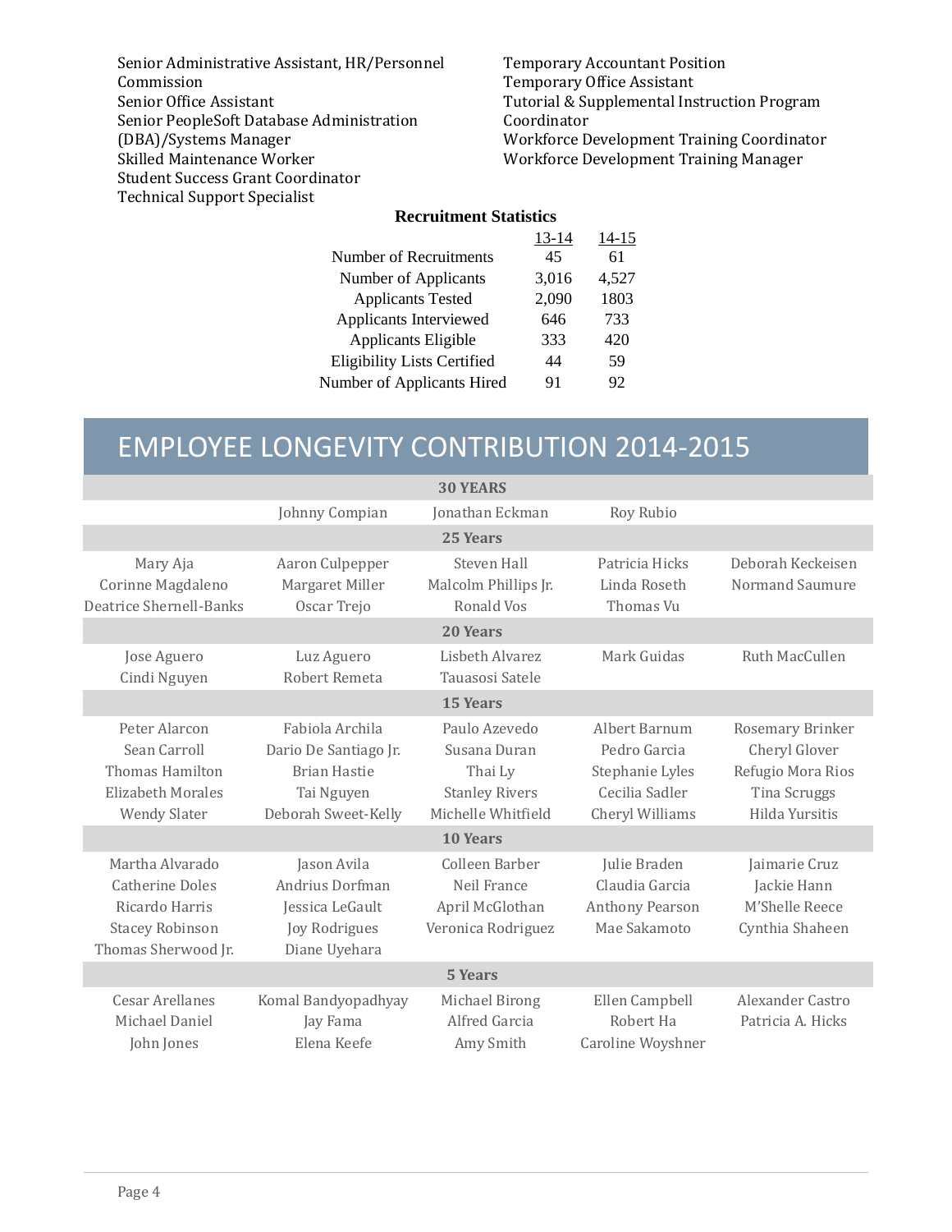Senior Administrative Assistant, HR/Personnel Commission
Senior Office Assistant
Senior PeopleSoft Database Administration (DBA)/Systems Manager
Skilled Maintenance Worker
Student Success Grant Coordinator
Technical Support Specialist
Temporary Accountant Position
Temporary Office Assistant
Tutorial & Supplemental Instruction Program Coordinator
Workforce Development Training Coordinator
Workforce Development Training Manager

**Recruitment Statistics**

| | 13-14 | 14-15 |
|---|---|---|
| Number of Recruitments | 45 | 61 |
| Number of Applicants | 3,016 | 4,527 |
| Applicants Tested | 2,090 | 1803 |
| Applicants Interviewed | 646 | 733 |
| Applicants Eligible | 333 | 420 |
| Eligibility Lists Certified | 44 | 59 |
| Number of Applicants Hired | 91 | 92 |

# EMPLOYEE LONGEVITY CONTRIBUTION 2014-2015

| | | | | |
|---|---|---|---|---|
| **30 YEARS** | | | | |
| | Johnny Compian | Jonathan Eckman | Roy Rubio | |
| **25 Years** | | | | |
| Mary Aja | Aaron Culpepper | Steven Hall | Patricia Hicks | Deborah Keckeisen |
| Corinne Magdaleno | Margaret Miller | Malcolm Phillips Jr. | Linda Roseth | Normand Saumure |
| Deatrice Shernell-Banks | Oscar Trejo | Ronald Vos | Thomas Vu | |
| **20 Years** | | | | |
| Jose Aguero | Luz Aguero | Lisbeth Alvarez | Mark Guidas | Ruth MacCullen |
| Cindi Nguyen | Robert Remeta | Tauasosi Satele | | |
| **15 Years** | | | | |
| Peter Alarcon | Fabiola Archila | Paulo Azevedo | Albert Barnum | Rosemary Brinker |
| Sean Carroll | Dario De Santiago Jr. | Susana Duran | Pedro Garcia | Cheryl Glover |
| Thomas Hamilton | Brian Hastie | Thai Ly | Stephanie Lyles | Refugio Mora Rios |
| Elizabeth Morales | Tai Nguyen | Stanley Rivers | Cecilia Sadler | Tina Scruggs |
| Wendy Slater | Deborah Sweet-Kelly | Michelle Whitfield | Cheryl Williams | Hilda Yursitis |
| **10 Years** | | | | |
| Martha Alvarado | Jason Avila | Colleen Barber | Julie Braden | Jaimarie Cruz |
| Catherine Doles | Andrius Dorfman | Neil France | Claudia Garcia | Jackie Hann |
| Ricardo Harris | Jessica LeGault | April McGlothan | Anthony Pearson | M'Shelle Reece |
| Stacey Robinson | Joy Rodrigues | Veronica Rodriguez | Mae Sakamoto | Cynthia Shaheen |
| Thomas Sherwood Jr. | Diane Uyehara | | | |
| **5 Years** | | | | |
| Cesar Arellanes | Komal Bandyopadhyay | Michael Birong | Ellen Campbell | Alexander Castro |
| Michael Daniel | Jay Fama | Alfred Garcia | Robert Ha | Patricia A. Hicks |
| John Jones | Elena Keefe | Amy Smith | Caroline Woyshner | |